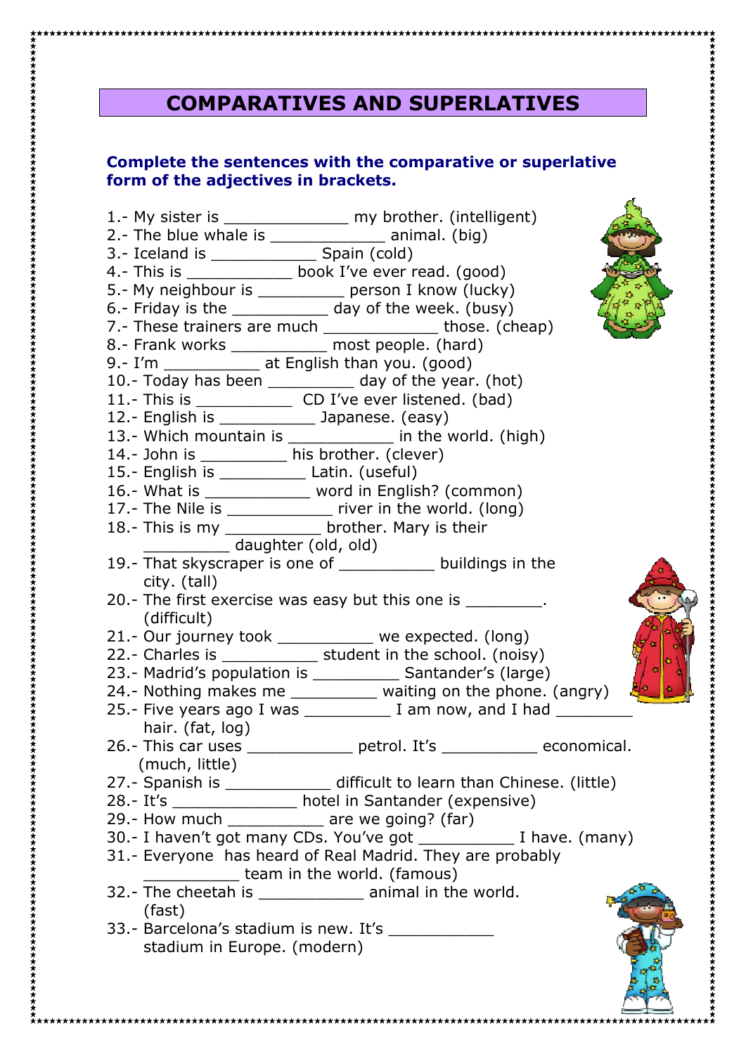# COMPARATIVES AND SUPERLATIVES

**Complete the sentences with the comparative or superlative form of the adjectives in brackets.**

1.- My sister is _____________ my brother. (intelligent)
2.- The blue whale is ____________ animal. (big)
3.- Iceland is ___________ Spain (cold)
4.- This is ___________ book I've ever read. (good)
5.- My neighbour is _________ person I know (lucky)
6.- Friday is the __________ day of the week. (busy)
7.- These trainers are much ____________ those. (cheap)
8.- Frank works __________ most people. (hard)
9.- I'm __________ at English than you. (good)
10.- Today has been _________ day of the year. (hot)
11.- This is __________ CD I've ever listened. (bad)
12.- English is __________ Japanese. (easy)
13.- Which mountain is ___________ in the world. (high)
14.- John is _________ his brother. (clever)
15.- English is _________ Latin. (useful)
16.- What is ___________ word in English? (common)
17.- The Nile is ___________ river in the world. (long)
18.- This is my __________ brother. Mary is their _________ daughter (old, old)
19.- That skyscraper is one of __________ buildings in the city. (tall)
20.- The first exercise was easy but this one is ________. (difficult)
21.- Our journey took __________ we expected. (long)
22.- Charles is __________ student in the school. (noisy)
23.- Madrid's population is _________ Santander's (large)
24.- Nothing makes me _________ waiting on the phone. (angry)
25.- Five years ago I was _________ I am now, and I had ________ hair. (fat, log)
26.- This car uses ___________ petrol. It's __________ economical. (much, little)
27.- Spanish is ___________ difficult to learn than Chinese. (little)
28.- It's _____________ hotel in Santander (expensive)
29.- How much __________ are we going? (far)
30.- I haven't got many CDs. You've got __________ I have. (many)
31.- Everyone has heard of Real Madrid. They are probably __________ team in the world. (famous)
32.- The cheetah is ___________ animal in the world. (fast)
33.- Barcelona's stadium is new. It's ___________ stadium in Europe. (modern)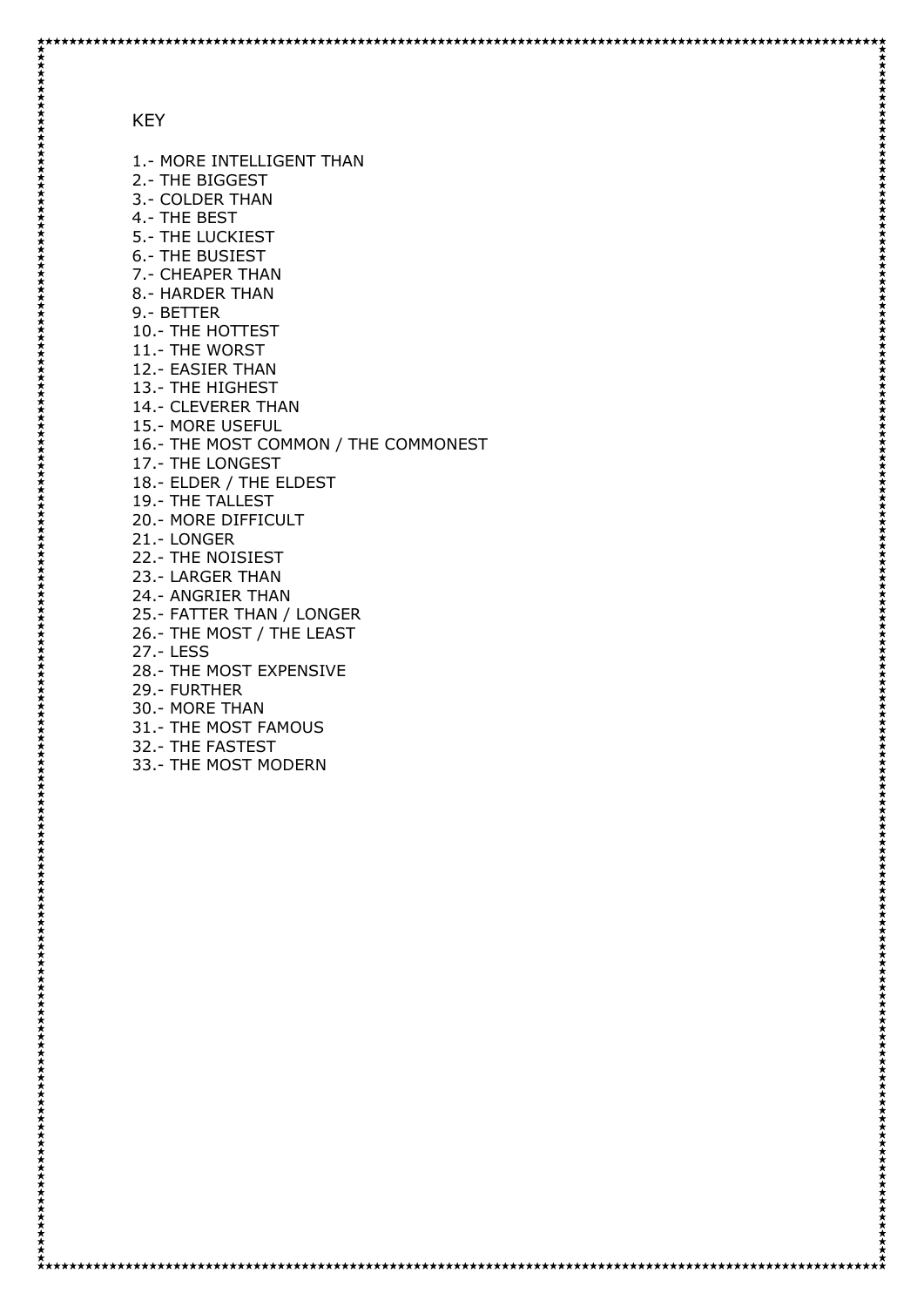KEY

1.- MORE INTELLIGENT THAN
2.- THE BIGGEST
3.- COLDER THAN
4.- THE BEST
5.- THE LUCKIEST
6.- THE BUSIEST
7.- CHEAPER THAN
8.- HARDER THAN
9.- BETTER
10.- THE HOTTEST
11.- THE WORST
12.- EASIER THAN
13.- THE HIGHEST
14.- CLEVERER THAN
15.- MORE USEFUL
16.- THE MOST COMMON / THE COMMONEST
17.- THE LONGEST
18.- ELDER / THE ELDEST
19.- THE TALLEST
20.- MORE DIFFICULT
21.- LONGER
22.- THE NOISIEST
23.- LARGER THAN
24.- ANGRIER THAN
25.- FATTER THAN / LONGER
26.- THE MOST / THE LEAST
27.- LESS
28.- THE MOST EXPENSIVE
29.- FURTHER
30.- MORE THAN
31.- THE MOST FAMOUS
32.- THE FASTEST
33.- THE MOST MODERN